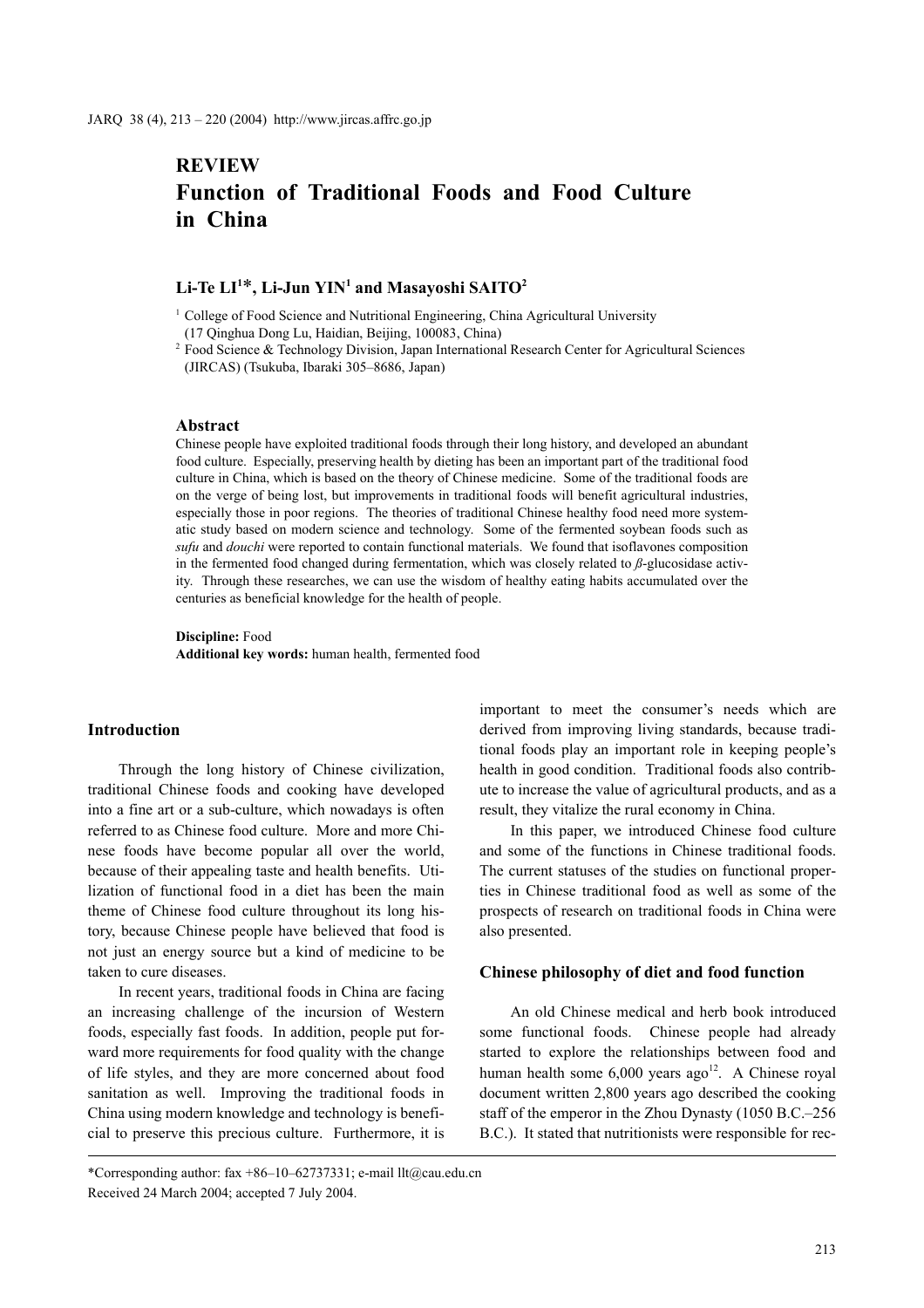REVIEW

# Function of Traditional Foods and Food Culture in China

**Li-Te LI[1]*, Li-Jun YIN[1] and Masayoshi SAITO[2]**

[1] College of Food Science and Nutritional Engineering, China Agricultural University (17 Qinghua Dong Lu, Haidian, Beijing, 100083, China)

[2] Food Science & Technology Division, Japan International Research Center for Agricultural Sciences (JIRCAS) (Tsukuba, Ibaraki 305–8686, Japan)

## Abstract

Chinese people have exploited traditional foods through their long history, and developed an abundant food culture. Especially, preserving health by dieting has been an important part of the traditional food culture in China, which is based on the theory of Chinese medicine. Some of the traditional foods are on the verge of being lost, but improvements in traditional foods will benefit agricultural industries, especially those in poor regions. The theories of traditional Chinese healthy food need more systematic study based on modern science and technology. Some of the fermented soybean foods such as *sufu* and *douchi* were reported to contain functional materials. We found that isoflavones composition in the fermented food changed during fermentation, which was closely related to *β*-glucosidase activity. Through these researches, we can use the wisdom of healthy eating habits accumulated over the centuries as beneficial knowledge for the health of people.

**Discipline:** Food
**Additional key words:** human health, fermented food

## Introduction

Through the long history of Chinese civilization, traditional Chinese foods and cooking have developed into a fine art or a sub-culture, which nowadays is often referred to as Chinese food culture. More and more Chinese foods have become popular all over the world, because of their appealing taste and health benefits. Utilization of functional food in a diet has been the main theme of Chinese food culture throughout its long history, because Chinese people have believed that food is not just an energy source but a kind of medicine to be taken to cure diseases.

In recent years, traditional foods in China are facing an increasing challenge of the incursion of Western foods, especially fast foods. In addition, people put forward more requirements for food quality with the change of life styles, and they are more concerned about food sanitation as well. Improving the traditional foods in China using modern knowledge and technology is beneficial to preserve this precious culture. Furthermore, it is important to meet the consumer's needs which are derived from improving living standards, because traditional foods play an important role in keeping people's health in good condition. Traditional foods also contribute to increase the value of agricultural products, and as a result, they vitalize the rural economy in China.

In this paper, we introduced Chinese food culture and some of the functions in Chinese traditional foods. The current statuses of the studies on functional properties in Chinese traditional food as well as some of the prospects of research on traditional foods in China were also presented.

## Chinese philosophy of diet and food function

An old Chinese medical and herb book introduced some functional foods. Chinese people had already started to explore the relationships between food and human health some 6,000 years ago[12]. A Chinese royal document written 2,800 years ago described the cooking staff of the emperor in the Zhou Dynasty (1050 B.C.–256 B.C.). It stated that nutritionists were responsible for rec-

*Corresponding author: fax +86–10–62737331; e-mail llt@cau.edu.cn
Received 24 March 2004; accepted 7 July 2004.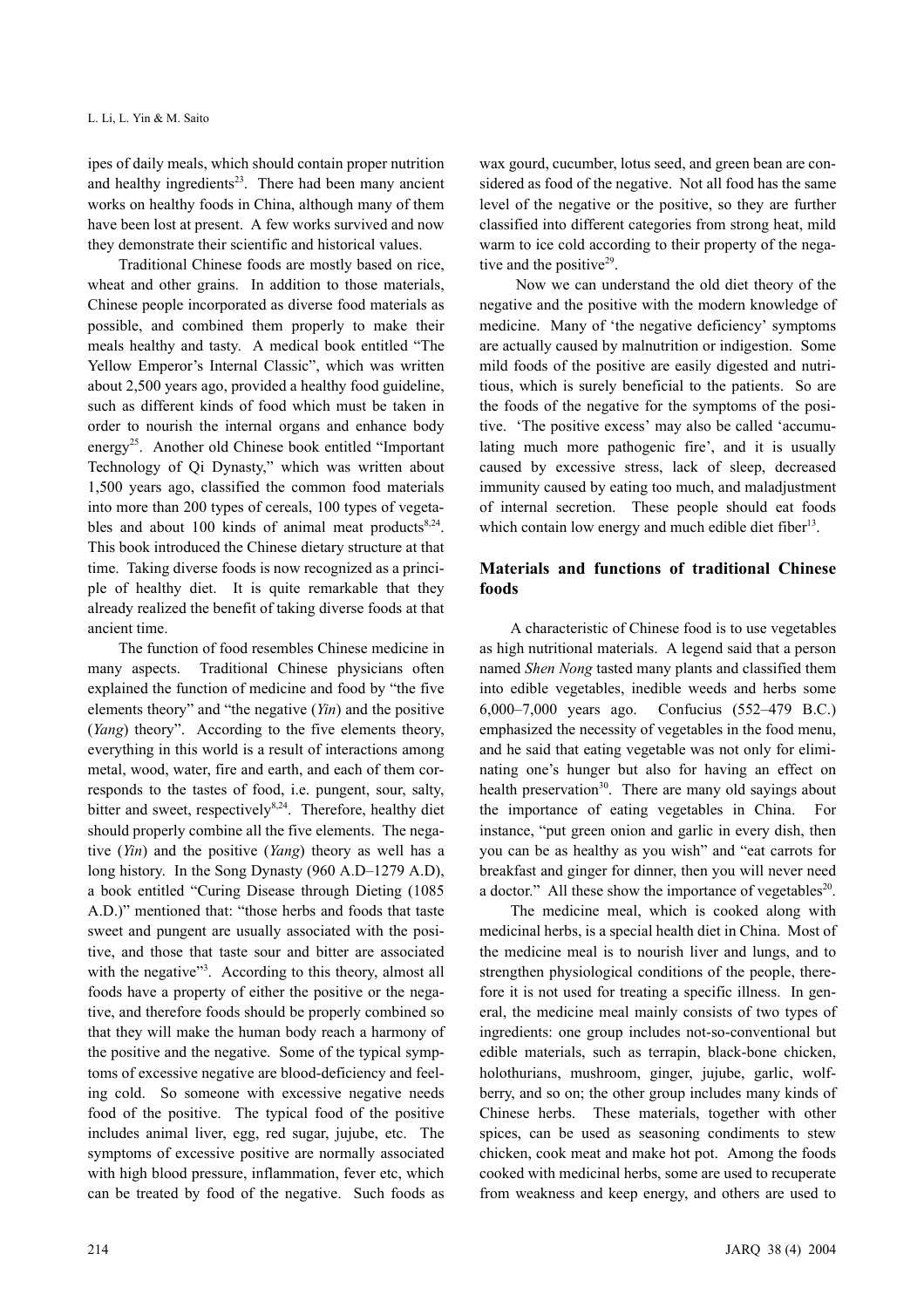ipes of daily meals, which should contain proper nutrition and healthy ingredients[23]. There had been many ancient works on healthy foods in China, although many of them have been lost at present. A few works survived and now they demonstrate their scientific and historical values.

Traditional Chinese foods are mostly based on rice, wheat and other grains. In addition to those materials, Chinese people incorporated as diverse food materials as possible, and combined them properly to make their meals healthy and tasty. A medical book entitled "The Yellow Emperor's Internal Classic", which was written about 2,500 years ago, provided a healthy food guideline, such as different kinds of food which must be taken in order to nourish the internal organs and enhance body energy[25]. Another old Chinese book entitled "Important Technology of Qi Dynasty," which was written about 1,500 years ago, classified the common food materials into more than 200 types of cereals, 100 types of vegetables and about 100 kinds of animal meat products[8,24]. This book introduced the Chinese dietary structure at that time. Taking diverse foods is now recognized as a principle of healthy diet. It is quite remarkable that they already realized the benefit of taking diverse foods at that ancient time.

The function of food resembles Chinese medicine in many aspects. Traditional Chinese physicians often explained the function of medicine and food by "the five elements theory" and "the negative (*Yin*) and the positive (*Yang*) theory". According to the five elements theory, everything in this world is a result of interactions among metal, wood, water, fire and earth, and each of them corresponds to the tastes of food, i.e. pungent, sour, salty, bitter and sweet, respectively[8,24]. Therefore, healthy diet should properly combine all the five elements. The negative (*Yin*) and the positive (*Yang*) theory as well has a long history. In the Song Dynasty (960 A.D–1279 A.D), a book entitled "Curing Disease through Dieting (1085 A.D.)" mentioned that: "those herbs and foods that taste sweet and pungent are usually associated with the positive, and those that taste sour and bitter are associated with the negative"[3]. According to this theory, almost all foods have a property of either the positive or the negative, and therefore foods should be properly combined so that they will make the human body reach a harmony of the positive and the negative. Some of the typical symptoms of excessive negative are blood-deficiency and feeling cold. So someone with excessive negative needs food of the positive. The typical food of the positive includes animal liver, egg, red sugar, jujube, etc. The symptoms of excessive positive are normally associated with high blood pressure, inflammation, fever etc, which can be treated by food of the negative. Such foods as wax gourd, cucumber, lotus seed, and green bean are considered as food of the negative. Not all food has the same level of the negative or the positive, so they are further classified into different categories from strong heat, mild warm to ice cold according to their property of the negative and the positive[29].

Now we can understand the old diet theory of the negative and the positive with the modern knowledge of medicine. Many of 'the negative deficiency' symptoms are actually caused by malnutrition or indigestion. Some mild foods of the positive are easily digested and nutritious, which is surely beneficial to the patients. So are the foods of the negative for the symptoms of the positive. 'The positive excess' may also be called 'accumulating much more pathogenic fire', and it is usually caused by excessive stress, lack of sleep, decreased immunity caused by eating too much, and maladjustment of internal secretion. These people should eat foods which contain low energy and much edible diet fiber[13].

## Materials and functions of traditional Chinese foods

A characteristic of Chinese food is to use vegetables as high nutritional materials. A legend said that a person named *Shen Nong* tasted many plants and classified them into edible vegetables, inedible weeds and herbs some 6,000–7,000 years ago. Confucius (552–479 B.C.) emphasized the necessity of vegetables in the food menu, and he said that eating vegetable was not only for eliminating one's hunger but also for having an effect on health preservation[30]. There are many old sayings about the importance of eating vegetables in China. For instance, "put green onion and garlic in every dish, then you can be as healthy as you wish" and "eat carrots for breakfast and ginger for dinner, then you will never need a doctor." All these show the importance of vegetables[20].

The medicine meal, which is cooked along with medicinal herbs, is a special health diet in China. Most of the medicine meal is to nourish liver and lungs, and to strengthen physiological conditions of the people, therefore it is not used for treating a specific illness. In general, the medicine meal mainly consists of two types of ingredients: one group includes not-so-conventional but edible materials, such as terrapin, black-bone chicken, holothurians, mushroom, ginger, jujube, garlic, wolfberry, and so on; the other group includes many kinds of Chinese herbs. These materials, together with other spices, can be used as seasoning condiments to stew chicken, cook meat and make hot pot. Among the foods cooked with medicinal herbs, some are used to recuperate from weakness and keep energy, and others are used to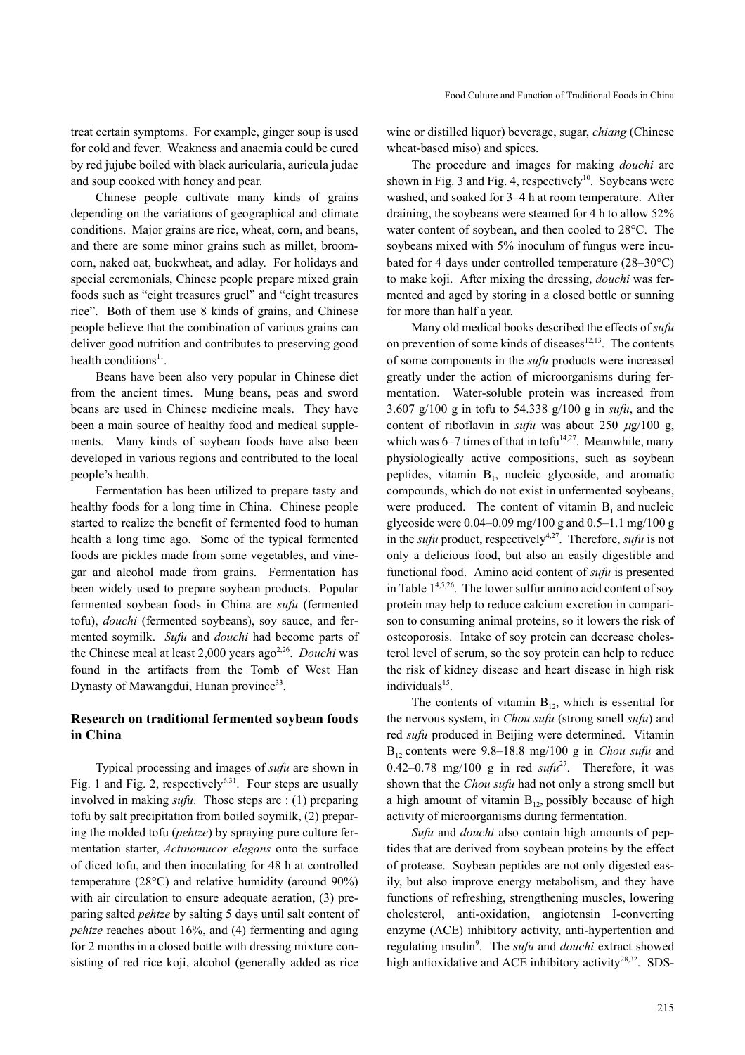treat certain symptoms. For example, ginger soup is used for cold and fever. Weakness and anaemia could be cured by red jujube boiled with black auricularia, auricula judae and soup cooked with honey and pear.

Chinese people cultivate many kinds of grains depending on the variations of geographical and climate conditions. Major grains are rice, wheat, corn, and beans, and there are some minor grains such as millet, broomcorn, naked oat, buckwheat, and adlay. For holidays and special ceremonials, Chinese people prepare mixed grain foods such as "eight treasures gruel" and "eight treasures rice". Both of them use 8 kinds of grains, and Chinese people believe that the combination of various grains can deliver good nutrition and contributes to preserving good health conditions[11].

Beans have been also very popular in Chinese diet from the ancient times. Mung beans, peas and sword beans are used in Chinese medicine meals. They have been a main source of healthy food and medical supplements. Many kinds of soybean foods have also been developed in various regions and contributed to the local people's health.

Fermentation has been utilized to prepare tasty and healthy foods for a long time in China. Chinese people started to realize the benefit of fermented food to human health a long time ago. Some of the typical fermented foods are pickles made from some vegetables, and vinegar and alcohol made from grains. Fermentation has been widely used to prepare soybean products. Popular fermented soybean foods in China are *sufu* (fermented tofu), *douchi* (fermented soybeans), soy sauce, and fermented soymilk. *Sufu* and *douchi* had become parts of the Chinese meal at least 2,000 years ago[2,26]. *Douchi* was found in the artifacts from the Tomb of West Han Dynasty of Mawangdui, Hunan province[33].

## Research on traditional fermented soybean foods in China

Typical processing and images of *sufu* are shown in Fig. 1 and Fig. 2, respectively[6,31]. Four steps are usually involved in making *sufu*. Those steps are : (1) preparing tofu by salt precipitation from boiled soymilk, (2) preparing the molded tofu (*pehtze*) by spraying pure culture fermentation starter, *Actinomucor elegans* onto the surface of diced tofu, and then inoculating for 48 h at controlled temperature (28°C) and relative humidity (around 90%) with air circulation to ensure adequate aeration, (3) preparing salted *pehtze* by salting 5 days until salt content of *pehtze* reaches about 16%, and (4) fermenting and aging for 2 months in a closed bottle with dressing mixture consisting of red rice koji, alcohol (generally added as rice wine or distilled liquor) beverage, sugar, *chiang* (Chinese wheat-based miso) and spices.

The procedure and images for making *douchi* are shown in Fig. 3 and Fig. 4, respectively[10]. Soybeans were washed, and soaked for 3–4 h at room temperature. After draining, the soybeans were steamed for 4 h to allow 52% water content of soybean, and then cooled to 28°C. The soybeans mixed with 5% inoculum of fungus were incubated for 4 days under controlled temperature (28–30°C) to make koji. After mixing the dressing, *douchi* was fermented and aged by storing in a closed bottle or sunning for more than half a year.

Many old medical books described the effects of *sufu* on prevention of some kinds of diseases[12,13]. The contents of some components in the *sufu* products were increased greatly under the action of microorganisms during fermentation. Water-soluble protein was increased from 3.607 g/100 g in tofu to 54.338 g/100 g in *sufu*, and the content of riboflavin in *sufu* was about 250 $\mu$g/100 g, which was 6–7 times of that in tofu[14,27]. Meanwhile, many physiologically active compositions, such as soybean peptides, vitamin $B_1$, nucleic glycoside, and aromatic compounds, which do not exist in unfermented soybeans, were produced. The content of vitamin $B_1$ and nucleic glycoside were 0.04–0.09 mg/100 g and 0.5–1.1 mg/100 g in the *sufu* product, respectively[4,27]. Therefore, *sufu* is not only a delicious food, but also an easily digestible and functional food. Amino acid content of *sufu* is presented in Table 1[4,5,26]. The lower sulfur amino acid content of soy protein may help to reduce calcium excretion in comparison to consuming animal proteins, so it lowers the risk of osteoporosis. Intake of soy protein can decrease cholesterol level of serum, so the soy protein can help to reduce the risk of kidney disease and heart disease in high risk individuals[15].

The contents of vitamin $B_{12}$, which is essential for the nervous system, in *Chou sufu* (strong smell *sufu*) and red *sufu* produced in Beijing were determined. Vitamin $B_{12}$ contents were 9.8–18.8 mg/100 g in *Chou sufu* and 0.42–0.78 mg/100 g in red *sufu*[27]. Therefore, it was shown that the *Chou sufu* had not only a strong smell but a high amount of vitamin $B_{12}$, possibly because of high activity of microorganisms during fermentation.

*Sufu* and *douchi* also contain high amounts of peptides that are derived from soybean proteins by the effect of protease. Soybean peptides are not only digested easily, but also improve energy metabolism, and they have functions of refreshing, strengthening muscles, lowering cholesterol, anti-oxidation, angiotensin I-converting enzyme (ACE) inhibitory activity, anti-hypertention and regulating insulin[9]. The *sufu* and *douchi* extract showed high antioxidative and ACE inhibitory activity[28,32]. SDS-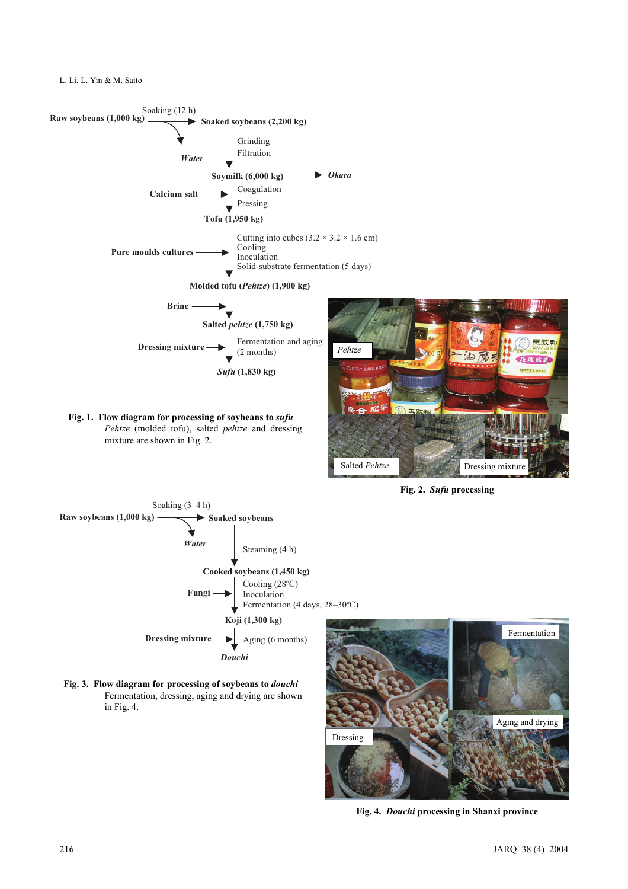Raw soybeans (1,000 kg) → Soaking (12 h) → Soaked soybeans (2,200 kg)

Water

Grinding
Filtration

Soymilk (6,000 kg) → *Okara*

Calcium salt → Coagulation, Pressing

Tofu (1,950 kg)

Pure moulds cultures → Cutting into cubes (3.2 × 3.2 × 1.6 cm), Cooling, Inoculation, Solid-substrate fermentation (5 days)

Molded tofu (*Pehtze*) (1,900 kg)

Brine →

Salted *pehtze* (1,750 kg)

Dressing mixture → Fermentation and aging (2 months)

*Sufu* (1,830 kg)

**Fig. 1. Flow diagram for processing of soybeans to *sufu***
*Pehtze* (molded tofu), salted *pehtze* and dressing mixture are shown in Fig. 2.

*Pehtze*

Salted *Pehtze*

Dressing mixture

**Fig. 2. *Sufu* processing**

Raw soybeans (1,000 kg) → Soaking (3–4 h) → Soaked soybeans

Water

Steaming (4 h)

Cooked soybeans (1,450 kg)

Fungi → Cooling (28ºC), Inoculation, Fermentation (4 days, 28–30ºC)

Koji (1,300 kg)

Dressing mixture → Aging (6 months)

*Douchi*

**Fig. 3. Flow diagram for processing of soybeans to *douchi***
Fermentation, dressing, aging and drying are shown in Fig. 4.

Fermentation

Aging and drying

Dressing

**Fig. 4. *Douchi* processing in Shanxi province**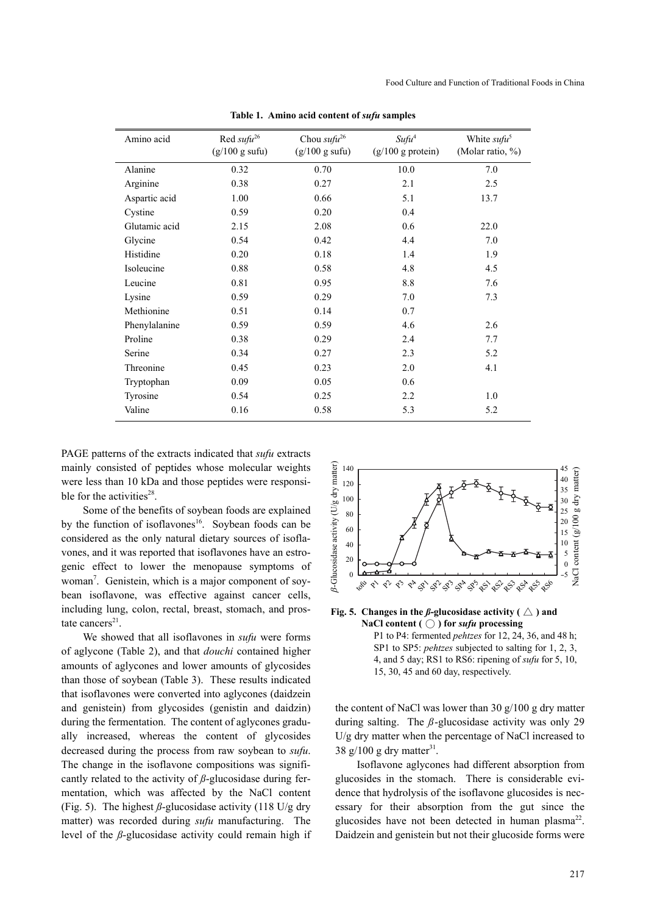**Table 1. Amino acid content of *sufu* samples**

| Amino acid | Red *sufu*[26] (g/100 g sufu) | Chou *sufu*[26] (g/100 g sufu) | *Sufu*[4] (g/100 g protein) | White *sufu*[5] (Molar ratio, %) |
|---|---|---|---|---|
| Alanine | 0.32 | 0.70 | 10.0 | 7.0 |
| Arginine | 0.38 | 0.27 | 2.1 | 2.5 |
| Aspartic acid | 1.00 | 0.66 | 5.1 | 13.7 |
| Cystine | 0.59 | 0.20 | 0.4 | |
| Glutamic acid | 2.15 | 2.08 | 0.6 | 22.0 |
| Glycine | 0.54 | 0.42 | 4.4 | 7.0 |
| Histidine | 0.20 | 0.18 | 1.4 | 1.9 |
| Isoleucine | 0.88 | 0.58 | 4.8 | 4.5 |
| Leucine | 0.81 | 0.95 | 8.8 | 7.6 |
| Lysine | 0.59 | 0.29 | 7.0 | 7.3 |
| Methionine | 0.51 | 0.14 | 0.7 | |
| Phenylalanine | 0.59 | 0.59 | 4.6 | 2.6 |
| Proline | 0.38 | 0.29 | 2.4 | 7.7 |
| Serine | 0.34 | 0.27 | 2.3 | 5.2 |
| Threonine | 0.45 | 0.23 | 2.0 | 4.1 |
| Tryptophan | 0.09 | 0.05 | 0.6 | |
| Tyrosine | 0.54 | 0.25 | 2.2 | 1.0 |
| Valine | 0.16 | 0.58 | 5.3 | 5.2 |

PAGE patterns of the extracts indicated that *sufu* extracts mainly consisted of peptides whose molecular weights were less than 10 kDa and those peptides were responsible for the activities[28].

Some of the benefits of soybean foods are explained by the function of isoflavones[16]. Soybean foods can be considered as the only natural dietary sources of isoflavones, and it was reported that isoflavones have an estrogenic effect to lower the menopause symptoms of woman[7]. Genistein, which is a major component of soybean isoflavone, was effective against cancer cells, including lung, colon, rectal, breast, stomach, and prostate cancers[21].

We showed that all isoflavones in *sufu* were forms of aglycone (Table 2), and that *douchi* contained higher amounts of aglycones and lower amounts of glycosides than those of soybean (Table 3). These results indicated that isoflavones were converted into aglycones (daidzein and genistein) from glycosides (genistin and daidzin) during the fermentation. The content of aglycones gradually increased, whereas the content of glycosides decreased during the process from raw soybean to *sufu*. The change in the isoflavone compositions was significantly related to the activity of *β*-glucosidase during fermentation, which was affected by the NaCl content (Fig. 5). The highest *β*-glucosidase activity (118 U/g dry matter) was recorded during *sufu* manufacturing. The level of the *β*-glucosidase activity could remain high if the content of NaCl was lower than 30 g/100 g dry matter during salting. The *β*-glucosidase activity was only 29 U/g dry matter when the percentage of NaCl increased to 38 g/100 g dry matter[31].

**Fig. 5. Changes in the *β*-glucosidase activity ( △ ) and NaCl content ( ○ ) for *sufu* processing**

P1 to P4: fermented *pehtzes* for 12, 24, 36, and 48 h; SP1 to SP5: *pehtzes* subjected to salting for 1, 2, 3, 4, and 5 day; RS1 to RS6: ripening of *sufu* for 5, 10, 15, 30, 45 and 60 day, respectively.

Isoflavone aglycones had different absorption from glucosides in the stomach. There is considerable evidence that hydrolysis of the isoflavone glucosides is necessary for their absorption from the gut since the glucosides have not been detected in human plasma[22]. Daidzein and genistein but not their glucoside forms were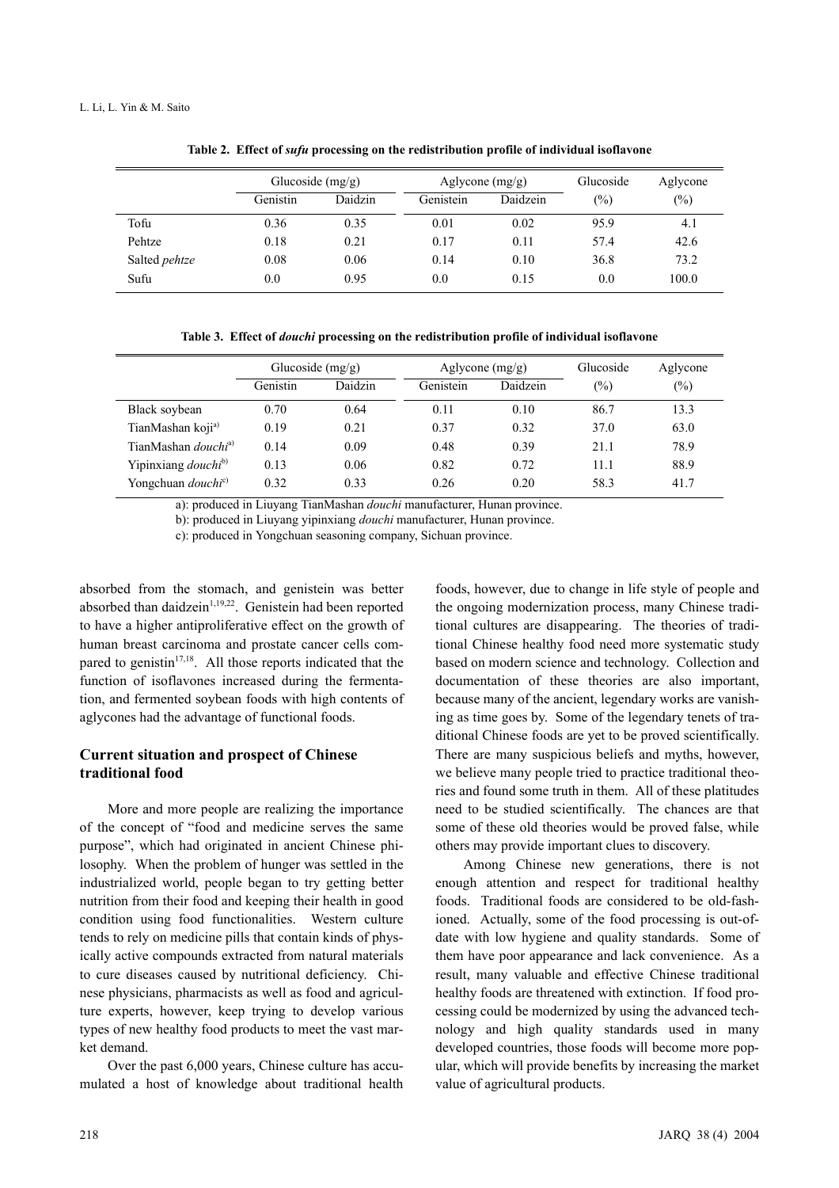**Table 2. Effect of *sufu* processing on the redistribution profile of individual isoflavone**

| | Glucoside (mg/g) | | Aglycone (mg/g) | | Glucoside | Aglycone |
|---|---|---|---|---|---|---|
| | Genistin | Daidzin | Genistein | Daidzein | (%) | (%) |
| Tofu | 0.36 | 0.35 | 0.01 | 0.02 | 95.9 | 4.1 |
| Pehtze | 0.18 | 0.21 | 0.17 | 0.11 | 57.4 | 42.6 |
| Salted *pehtze* | 0.08 | 0.06 | 0.14 | 0.10 | 36.8 | 73.2 |
| Sufu | 0.0 | 0.95 | 0.0 | 0.15 | 0.0 | 100.0 |

**Table 3. Effect of *douchi* processing on the redistribution profile of individual isoflavone**

| | Glucoside (mg/g) | | Aglycone (mg/g) | | Glucoside | Aglycone |
|---|---|---|---|---|---|---|
| | Genistin | Daidzin | Genistein | Daidzein | (%) | (%) |
| Black soybean | 0.70 | 0.64 | 0.11 | 0.10 | 86.7 | 13.3 |
| TianMashan koji[a)] | 0.19 | 0.21 | 0.37 | 0.32 | 37.0 | 63.0 |
| TianMashan *douchi*[a)] | 0.14 | 0.09 | 0.48 | 0.39 | 21.1 | 78.9 |
| Yipinxiang *douchi*[b)] | 0.13 | 0.06 | 0.82 | 0.72 | 11.1 | 88.9 |
| Yongchuan *douchi*[c)] | 0.32 | 0.33 | 0.26 | 0.20 | 58.3 | 41.7 |

a): produced in Liuyang TianMashan *douchi* manufacturer, Hunan province.

b): produced in Liuyang yipinxiang *douchi* manufacturer, Hunan province.

c): produced in Yongchuan seasoning company, Sichuan province.

absorbed from the stomach, and genistein was better absorbed than daidzein[1,19,22]. Genistein had been reported to have a higher antiproliferative effect on the growth of human breast carcinoma and prostate cancer cells compared to genistin[17,18]. All those reports indicated that the function of isoflavones increased during the fermentation, and fermented soybean foods with high contents of aglycones had the advantage of functional foods.

## Current situation and prospect of Chinese traditional food

More and more people are realizing the importance of the concept of "food and medicine serves the same purpose", which had originated in ancient Chinese philosophy. When the problem of hunger was settled in the industrialized world, people began to try getting better nutrition from their food and keeping their health in good condition using food functionalities. Western culture tends to rely on medicine pills that contain kinds of physically active compounds extracted from natural materials to cure diseases caused by nutritional deficiency. Chinese physicians, pharmacists as well as food and agriculture experts, however, keep trying to develop various types of new healthy food products to meet the vast market demand.

Over the past 6,000 years, Chinese culture has accumulated a host of knowledge about traditional health foods, however, due to change in life style of people and the ongoing modernization process, many Chinese traditional cultures are disappearing. The theories of traditional Chinese healthy food need more systematic study based on modern science and technology. Collection and documentation of these theories are also important, because many of the ancient, legendary works are vanishing as time goes by. Some of the legendary tenets of traditional Chinese foods are yet to be proved scientifically. There are many suspicious beliefs and myths, however, we believe many people tried to practice traditional theories and found some truth in them. All of these platitudes need to be studied scientifically. The chances are that some of these old theories would be proved false, while others may provide important clues to discovery.

Among Chinese new generations, there is not enough attention and respect for traditional healthy foods. Traditional foods are considered to be old-fashioned. Actually, some of the food processing is out-of-date with low hygiene and quality standards. Some of them have poor appearance and lack convenience. As a result, many valuable and effective Chinese traditional healthy foods are threatened with extinction. If food processing could be modernized by using the advanced technology and high quality standards used in many developed countries, those foods will become more popular, which will provide benefits by increasing the market value of agricultural products.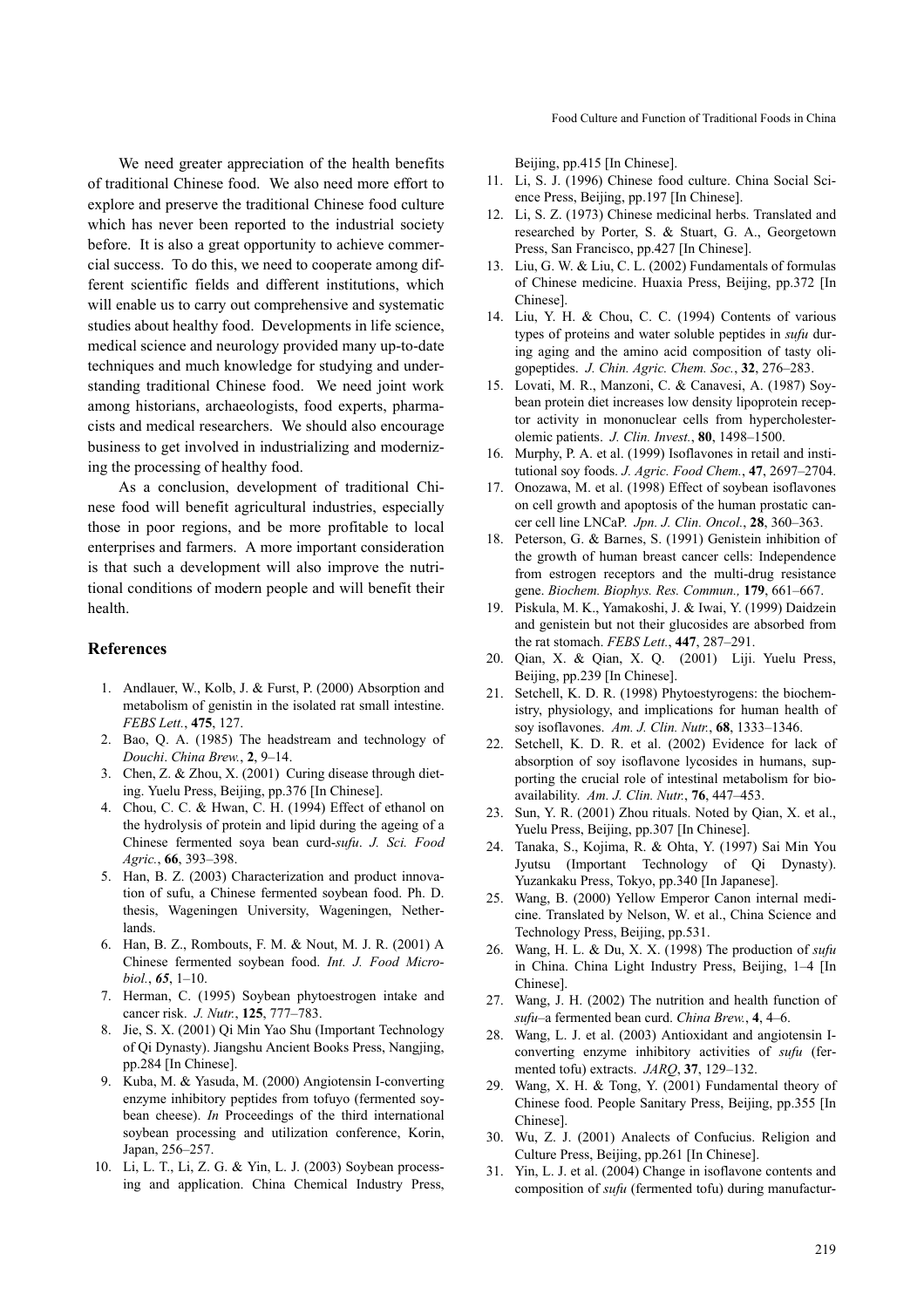We need greater appreciation of the health benefits of traditional Chinese food. We also need more effort to explore and preserve the traditional Chinese food culture which has never been reported to the industrial society before. It is also a great opportunity to achieve commercial success. To do this, we need to cooperate among different scientific fields and different institutions, which will enable us to carry out comprehensive and systematic studies about healthy food. Developments in life science, medical science and neurology provided many up-to-date techniques and much knowledge for studying and understanding traditional Chinese food. We need joint work among historians, archaeologists, food experts, pharmacists and medical researchers. We should also encourage business to get involved in industrializing and modernizing the processing of healthy food.

As a conclusion, development of traditional Chinese food will benefit agricultural industries, especially those in poor regions, and be more profitable to local enterprises and farmers. A more important consideration is that such a development will also improve the nutritional conditions of modern people and will benefit their health.

## References

1. Andlauer, W., Kolb, J. & Furst, P. (2000) Absorption and metabolism of genistin in the isolated rat small intestine. *FEBS Lett.*, **475**, 127.
2. Bao, Q. A. (1985) The headstream and technology of *Douchi*. *China Brew.*, **2**, 9–14.
3. Chen, Z. & Zhou, X. (2001) Curing disease through dieting. Yuelu Press, Beijing, pp.376 [In Chinese].
4. Chou, C. C. & Hwan, C. H. (1994) Effect of ethanol on the hydrolysis of protein and lipid during the ageing of a Chinese fermented soya bean curd-*sufu*. *J. Sci. Food Agric.*, **66**, 393–398.
5. Han, B. Z. (2003) Characterization and product innovation of sufu, a Chinese fermented soybean food. Ph. D. thesis, Wageningen University, Wageningen, Netherlands.
6. Han, B. Z., Rombouts, F. M. & Nout, M. J. R. (2001) A Chinese fermented soybean food. *Int. J. Food Microbiol.*, ***65***, 1–10.
7. Herman, C. (1995) Soybean phytoestrogen intake and cancer risk. *J. Nutr.*, **125**, 777–783.
8. Jie, S. X. (2001) Qi Min Yao Shu (Important Technology of Qi Dynasty). Jiangshu Ancient Books Press, Nangjing, pp.284 [In Chinese].
9. Kuba, M. & Yasuda, M. (2000) Angiotensin I-converting enzyme inhibitory peptides from tofuyo (fermented soybean cheese). *In* Proceedings of the third international soybean processing and utilization conference, Korin, Japan, 256–257.
10. Li, L. T., Li, Z. G. & Yin, L. J. (2003) Soybean processing and application. China Chemical Industry Press, Beijing, pp.415 [In Chinese].
11. Li, S. J. (1996) Chinese food culture. China Social Science Press, Beijing, pp.197 [In Chinese].
12. Li, S. Z. (1973) Chinese medicinal herbs. Translated and researched by Porter, S. & Stuart, G. A., Georgetown Press, San Francisco, pp.427 [In Chinese].
13. Liu, G. W. & Liu, C. L. (2002) Fundamentals of formulas of Chinese medicine. Huaxia Press, Beijing, pp.372 [In Chinese].
14. Liu, Y. H. & Chou, C. C. (1994) Contents of various types of proteins and water soluble peptides in *sufu* during aging and the amino acid composition of tasty oligopeptides. *J. Chin. Agric. Chem. Soc.*, **32**, 276–283.
15. Lovati, M. R., Manzoni, C. & Canavesi, A. (1987) Soybean protein diet increases low density lipoprotein receptor activity in mononuclear cells from hypercholesterolemic patients. *J. Clin. Invest.*, **80**, 1498–1500.
16. Murphy, P. A. et al. (1999) Isoflavones in retail and institutional soy foods. *J. Agric. Food Chem.*, **47**, 2697–2704.
17. Onozawa, M. et al. (1998) Effect of soybean isoflavones on cell growth and apoptosis of the human prostatic cancer cell line LNCaP. *Jpn. J. Clin. Oncol.*, **28**, 360–363.
18. Peterson, G. & Barnes, S. (1991) Genistein inhibition of the growth of human breast cancer cells: Independence from estrogen receptors and the multi-drug resistance gene. *Biochem. Biophys. Res. Commun.,* **179**, 661–667.
19. Piskula, M. K., Yamakoshi, J. & Iwai, Y. (1999) Daidzein and genistein but not their glucosides are absorbed from the rat stomach. *FEBS Lett.*, **447**, 287–291.
20. Qian, X. & Qian, X. Q. (2001) Liji. Yuelu Press, Beijing, pp.239 [In Chinese].
21. Setchell, K. D. R. (1998) Phytoestyrogens: the biochemistry, physiology, and implications for human health of soy isoflavones. *Am. J. Clin. Nutr.*, **68**, 1333–1346.
22. Setchell, K. D. R. et al. (2002) Evidence for lack of absorption of soy isoflavone lycosides in humans, supporting the crucial role of intestinal metabolism for bioavailability. *Am. J. Clin. Nutr.*, **76**, 447–453.
23. Sun, Y. R. (2001) Zhou rituals. Noted by Qian, X. et al., Yuelu Press, Beijing, pp.307 [In Chinese].
24. Tanaka, S., Kojima, R. & Ohta, Y. (1997) Sai Min You Jyutsu (Important Technology of Qi Dynasty). Yuzankaku Press, Tokyo, pp.340 [In Japanese].
25. Wang, B. (2000) Yellow Emperor Canon internal medicine. Translated by Nelson, W. et al., China Science and Technology Press, Beijing, pp.531.
26. Wang, H. L. & Du, X. X. (1998) The production of *sufu* in China. China Light Industry Press, Beijing, 1–4 [In Chinese].
27. Wang, J. H. (2002) The nutrition and health function of *sufu*–a fermented bean curd. *China Brew.*, **4**, 4–6.
28. Wang, L. J. et al. (2003) Antioxidant and angiotensin I-converting enzyme inhibitory activities of *sufu* (fermented tofu) extracts. *JARQ*, **37**, 129–132.
29. Wang, X. H. & Tong, Y. (2001) Fundamental theory of Chinese food. People Sanitary Press, Beijing, pp.355 [In Chinese].
30. Wu, Z. J. (2001) Analects of Confucius. Religion and Culture Press, Beijing, pp.261 [In Chinese].
31. Yin, L. J. et al. (2004) Change in isoflavone contents and composition of *sufu* (fermented tofu) during manufactur-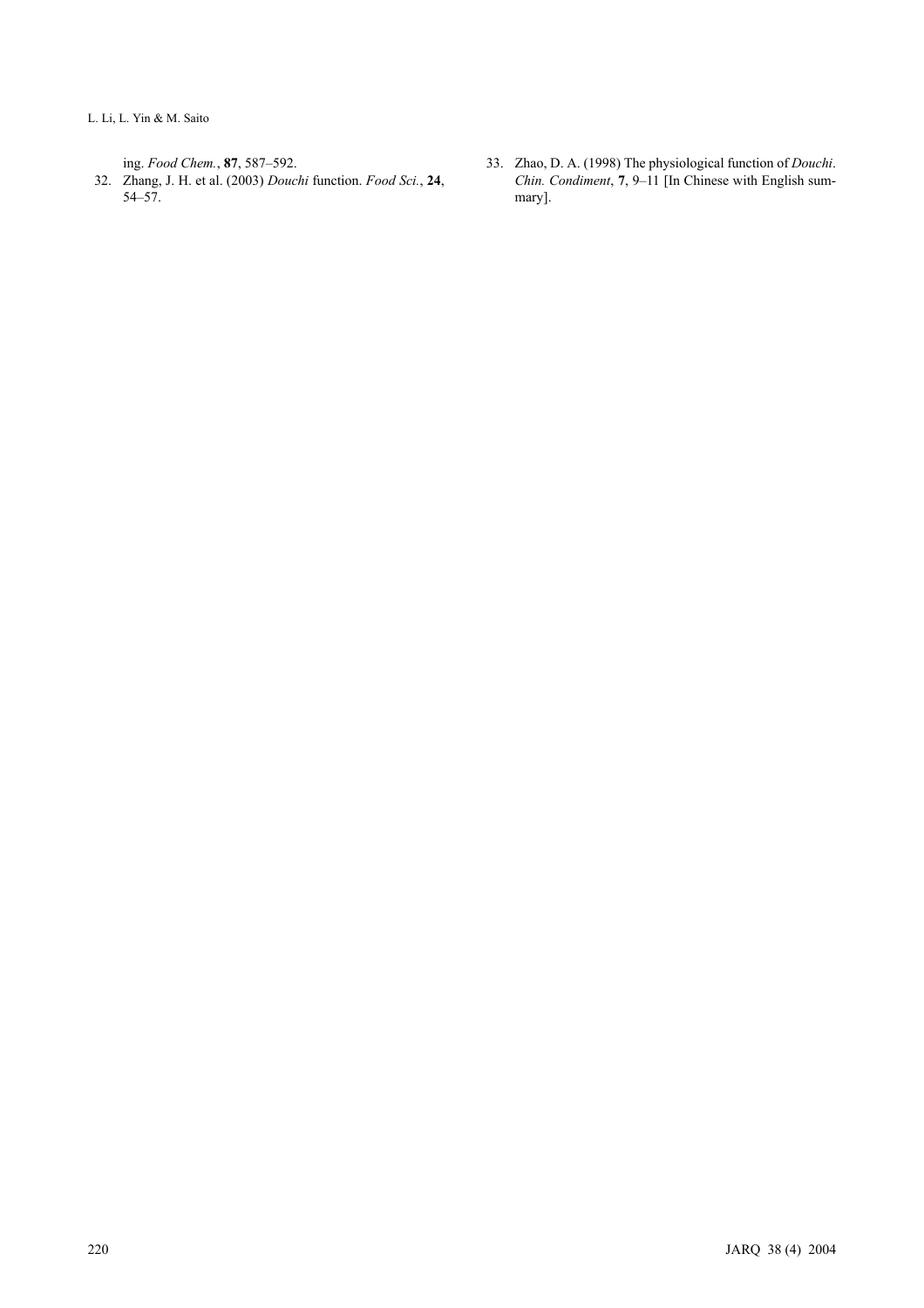ing. *Food Chem.*, **87**, 587–592.

32. Zhang, J. H. et al. (2003) *Douchi* function. *Food Sci.*, **24**, 54–57.
33. Zhao, D. A. (1998) The physiological function of *Douchi*. *Chin. Condiment*, **7**, 9–11 [In Chinese with English summary].